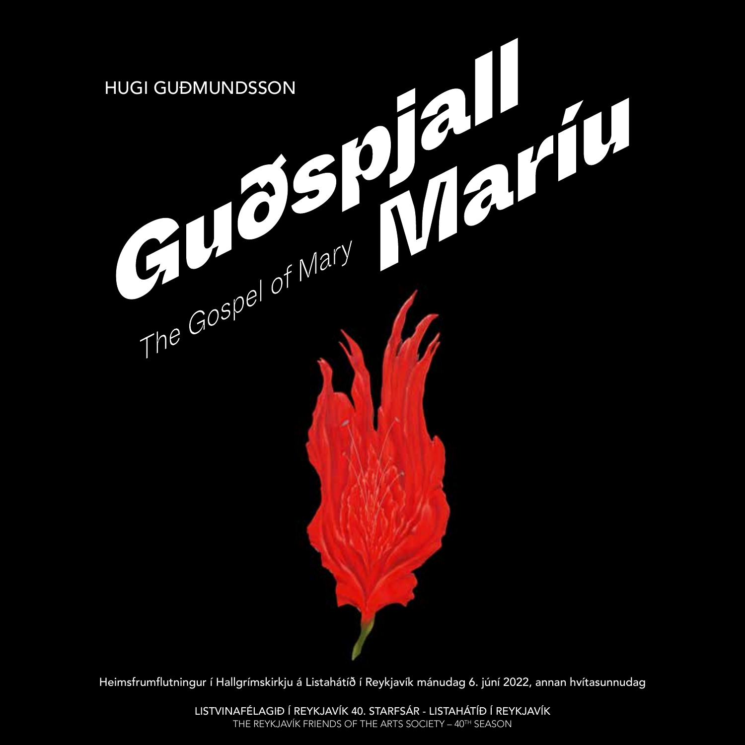HUGI GUÐMUNDSSON

# Guðspjall Maríu

*The Gospel of Mary*

Heimsfrumflutningur í Hallgrímskirkju á Listahátíð í Reykjavík mánudag 6. júní 2022, annan hvítasunnudag

LISTVINAFÉLAGIÐ Í REYKJAVÍK 40. STARFSÁR - LISTAHÁTÍÐ Í REYKJAVÍK
THE REYKJAVÍK FRIENDS OF THE ARTS SOCIETY – 40TH SEASON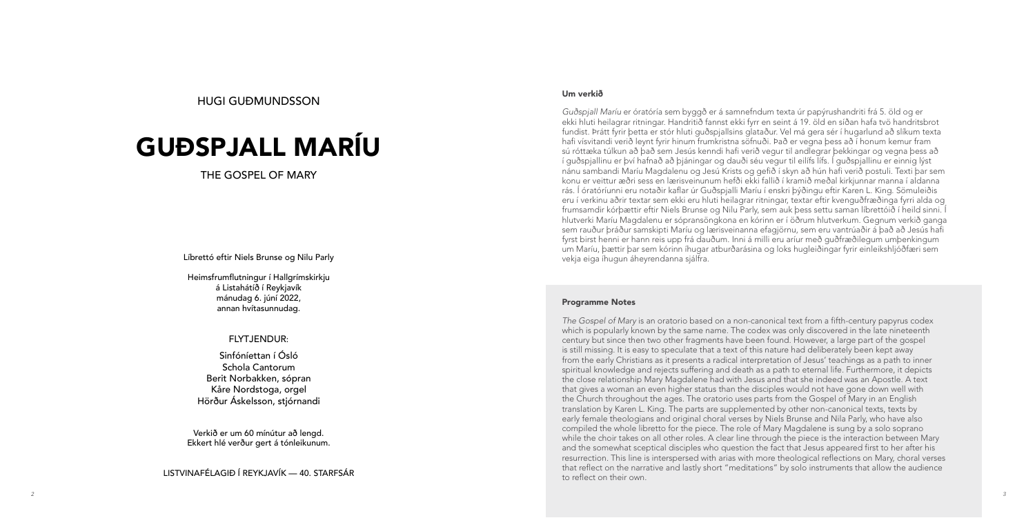HUGI GUÐMUNDSSON

# GUÐSPJALL MARÍU

THE GOSPEL OF MARY

Líbrettó eftir Niels Brunse og Nilu Parly

Heimsfrumflutningur í Hallgrímskirkju
á Listahátíð í Reykjavík
mánudag 6. júní 2022,
annan hvítasunnudag.

FLYTJENDUR:

Sinfóníettan í Ósló
Schola Cantorum
Berit Norbakken, sópran
Kåre Nordstoga, orgel
Hörður Áskelsson, stjórnandi

Verkið er um 60 mínútur að lengd.
Ekkert hlé verður gert á tónleikunum.

LISTVINAFÉLAGIÐ Í REYKJAVÍK — 40. STARFSÁR

## Um verkið

*Guðspjall Maríu* er óratória sem byggð er á samnefndum texta úr papýrushandriti frá 5. öld og er ekki hluti heilagrar ritningar. Handritið fannst ekki fyrr en seint á 19. öld en síðan hafa tvö handritsbrot fundist. Þrátt fyrir þetta er stór hluti guðspjallsins glataður. Vel má gera sér í hugarlund að slíkum texta hafi vísvitandi verið leynt fyrir hinum frumkristna söfnuði. Það er vegna þess að í honum kemur fram sú róttæka túlkun að það sem Jesús kenndi hafi verið vegur til andlegrar þekkingar og vegna þess að í guðspjallinu er því hafnað að þjáningar og dauði séu vegur til eilífs lífs. Í guðspjallinu er einnig lýst nánu sambandi Maríu Magdalenu og Jesú Krists og gefið í skyn að hún hafi verið postuli. Texti þar sem konu er veittur æðri sess en lærisveinunum hefði ekki fallið í kramið meðal kirkjunnar manna í aldanna rás. Í óratóríunni eru notaðir kaflar úr Guðspjalli Maríu í enskri þýðingu eftir Karen L. King. Sömuleiðis eru í verkinu aðrir textar sem ekki eru hluti heilagrar ritningar, textar eftir kvenguðfræðinga fyrri alda og frumsamdir kórþættir eftir Niels Brunse og Nilu Parly, sem auk þess settu saman líbrettóið í heild sinni. Í hlutverki Maríu Magdalenu er sópransöngkona en kórinn er í öðrum hlutverkum. Gegnum verkið ganga sem rauður þráður samskipti Maríu og lærisveinanna efagjörnu, sem eru vantrúaðir á það að Jesús hafi fyrst birst henni er hann reis upp frá dauðum. Inni á milli eru aríur með guðfræðilegum umþenkingum um Maríu, þættir þar sem kórinn íhugar atburðarásina og loks hugleiðingar fyrir einleikshljóðfæri sem vekja eiga íhugun áheyrendanna sjálfra.

## Programme Notes

*The Gospel of Mary* is an oratorio based on a non-canonical text from a fifth-century papyrus codex which is popularly known by the same name. The codex was only discovered in the late nineteenth century but since then two other fragments have been found. However, a large part of the gospel is still missing. It is easy to speculate that a text of this nature had deliberately been kept away from the early Christians as it presents a radical interpretation of Jesus' teachings as a path to inner spiritual knowledge and rejects suffering and death as a path to eternal life. Furthermore, it depicts the close relationship Mary Magdalene had with Jesus and that she indeed was an Apostle. A text that gives a woman an even higher status than the disciples would not have gone down well with the Church throughout the ages. The oratorio uses parts from the Gospel of Mary in an English translation by Karen L. King. The parts are supplemented by other non-canonical texts, texts by early female theologians and original choral verses by Niels Brunse and Nila Parly, who have also compiled the whole libretto for the piece. The role of Mary Magdalene is sung by a solo soprano while the choir takes on all other roles. A clear line through the piece is the interaction between Mary and the somewhat sceptical disciples who question the fact that Jesus appeared first to her after his resurrection. This line is interspersed with arias with more theological reflections on Mary, choral verses that reflect on the narrative and lastly short "meditations" by solo instruments that allow the audience to reflect on their own.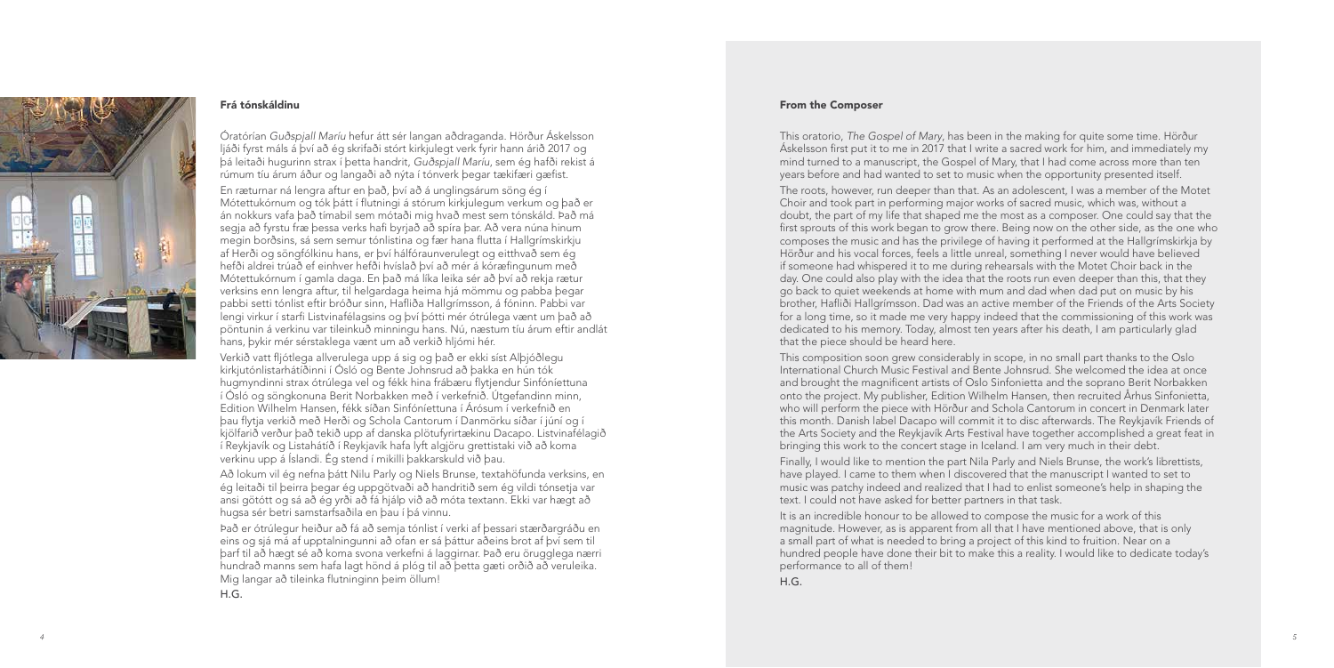## Frá tónskáldinu

Óratórían *Guðspjall Maríu* hefur átt sér langan aðdraganda. Hörður Áskelsson ljáði fyrst máls á því að ég skrifaði stórt kirkjulegt verk fyrir hann árið 2017 og þá leitaði hugurinn strax í þetta handrit, *Guðspjall Maríu*, sem ég hafði rekist á rúmum tíu árum áður og langaði að nýta í tónverk þegar tækifæri gæfist.

En ræturnar ná lengra aftur en það, því að á unglingsárum söng ég í Mótettukórnum og tók þátt í flutningi á stórum kirkjulegum verkum og það er án nokkurs vafa það tímabil sem mótaði mig hvað mest sem tónskáld. Það má segja að fyrstu fræ þessa verks hafi byrjað að spíra þar. Að vera núna hinum megin borðsins, sá sem semur tónlistina og fær hana flutta í Hallgrímskirkju af Herði og söngfólkinu hans, er því hálfóraunverulegt og eitthvað sem ég hefði aldrei trúað ef einhver hefði hvíslað því að mér á kóræfingunum með Mótettukórnum í gamla daga. En það má líka leika sér að því að rekja rætur verksins enn lengra aftur, til helgardaga heima hjá mömmu og pabba þegar pabbi setti tónlist eftir bróður sinn, Hafliða Hallgrímsson, á fóninn. Pabbi var lengi virkur í starfi Listvinafélagsins og því þótti mér ótrúlega vænt um það að pöntunin á verkinu var tileinkuð minningu hans. Nú, næstum tíu árum eftir andlát hans, þykir mér sérstaklega vænt um að verkið hljómi hér.

Verkið vatt fljótlega allverulega upp á sig og það er ekki síst Alþjóðlegu kirkjutónlistarhátíðinni í Ósló og Bente Johnsrud að þakka en hún tók hugmyndinni strax ótrúlega vel og fékk hina frábæru flytjendur Sinfóníettuna í Ósló og söngkonuna Berit Norbakken með í verkefnið. Útgefandinn minn, Edition Wilhelm Hansen, fékk síðan Sinfóníettuna í Árósum í verkefnið en þau flytja verkið með Herði og Schola Cantorum í Danmörku síðar í júní og í kjölfarið verður það tekið upp af danska plötufyrirtækinu Dacapo. Listvinafélagið í Reykjavík og Listahátíð í Reykjavík hafa lyft algjöru grettistaki við að koma verkinu upp á Íslandi. Ég stend í mikilli þakkarskuld við þau.

Að lokum vil ég nefna þátt Nilu Parly og Niels Brunse, textahöfunda verksins, en ég leitaði til þeirra þegar ég uppgötvaði að handritið sem ég vildi tónsetja var ansi götótt og sá að ég yrði að fá hjálp við að móta textann. Ekki var hægt að hugsa sér betri samstarfsaðila en þau í þá vinnu.

Það er ótrúlegur heiður að fá að semja tónlist í verki af þessari stærðargráðu en eins og sjá má af upptalningunni að ofan er sá þáttur aðeins brot af því sem til þarf til að hægt sé að koma svona verkefni á laggirnar. Það eru örugglega nærri hundrað manns sem hafa lagt hönd á plóg til að þetta gæti orðið að veruleika. Mig langar að tileinka flutninginn þeim öllum!

H.G.

## From the Composer

This oratorio, *The Gospel of Mary*, has been in the making for quite some time. Hörður Áskelsson first put it to me in 2017 that I write a sacred work for him, and immediately my mind turned to a manuscript, the Gospel of Mary, that I had come across more than ten years before and had wanted to set to music when the opportunity presented itself.

The roots, however, run deeper than that. As an adolescent, I was a member of the Motet Choir and took part in performing major works of sacred music, which was, without a doubt, the part of my life that shaped me the most as a composer. One could say that the first sprouts of this work began to grow there. Being now on the other side, as the one who composes the music and has the privilege of having it performed at the Hallgrímskirkja by Hörður and his vocal forces, feels a little unreal, something I never would have believed if someone had whispered it to me during rehearsals with the Motet Choir back in the day. One could also play with the idea that the roots run even deeper than this, that they go back to quiet weekends at home with mum and dad when dad put on music by his brother, Hafliði Hallgrímsson. Dad was an active member of the Friends of the Arts Society for a long time, so it made me very happy indeed that the commissioning of this work was dedicated to his memory. Today, almost ten years after his death, I am particularly glad that the piece should be heard here.

This composition soon grew considerably in scope, in no small part thanks to the Oslo International Church Music Festival and Bente Johnsrud. She welcomed the idea at once and brought the magnificent artists of Oslo Sinfonietta and the soprano Berit Norbakken onto the project. My publisher, Edition Wilhelm Hansen, then recruited Århus Sinfonietta, who will perform the piece with Hörður and Schola Cantorum in concert in Denmark later this month. Danish label Dacapo will commit it to disc afterwards. The Reykjavík Friends of the Arts Society and the Reykjavík Arts Festival have together accomplished a great feat in bringing this work to the concert stage in Iceland. I am very much in their debt.

Finally, I would like to mention the part Nila Parly and Niels Brunse, the work's librettists, have played. I came to them when I discovered that the manuscript I wanted to set to music was patchy indeed and realized that I had to enlist someone's help in shaping the text. I could not have asked for better partners in that task.

It is an incredible honour to be allowed to compose the music for a work of this magnitude. However, as is apparent from all that I have mentioned above, that is only a small part of what is needed to bring a project of this kind to fruition. Near on a hundred people have done their bit to make this a reality. I would like to dedicate today's performance to all of them!

H.G.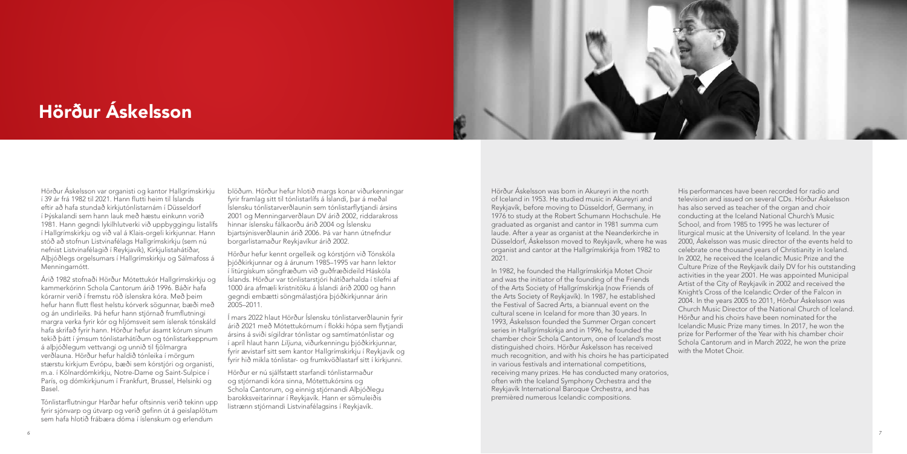# Hörður Áskelsson

Hörður Áskelsson var organisti og kantor Hallgrímskirkju í 39 ár frá 1982 til 2021. Hann flutti heim til Íslands eftir að hafa stundað kirkjutónlistarnám í Düsseldorf í Þýskalandi sem hann lauk með hæstu einkunn vorið 1981. Hann gegndi lykilhlutverki við uppbyggingu listalífs í Hallgrímskirkju og við val á Klais-orgeli kirkjunnar. Hann stóð að stofnun Listvinafélags Hallgrímskirkju (sem nú nefnist Listvinafélagið í Reykjavík), Kirkjulistahátíðar, Alþjóðlegs orgelsumars í Hallgrímskirkju og Sálmafoss á Menningarnótt.

Árið 1982 stofnaði Hörður Mótettukór Hallgrímskirkju og kammerkórinn Schola Cantorum árið 1996. Báðir hafa kórarnir verið í fremstu röð íslenskra kóra. Með þeim hefur hann flutt flest helstu kórverk sögunnar, bæði með og án undirleiks. Þá hefur hann stjórnað frumflutningi margra verka fyrir kór og hljómsveit sem íslensk tónskáld hafa skrifað fyrir hann. Hörður hefur ásamt kórum sínum tekið þátt í ýmsum tónlistarhátíðum og tónlistarkeppnum á alþjóðlegum vettvangi og unnið til fjölmargra verðlauna. Hörður hefur haldið tónleika í mörgum stærstu kirkjum Evrópu, bæði sem kórstjóri og organisti, m.a. í Kölnardómkirkju, Notre-Dame og Saint-Sulpice í París, og dómkirkjunum í Frankfurt, Brussel, Helsinki og Basel.

Tónlistarflutningur Harðar hefur oftsinnis verið tekinn upp fyrir sjónvarp og útvarp og verið gefinn út á geislaplötum sem hafa hlotið frábæra dóma í íslenskum og erlendum blöðum. Hörður hefur hlotið margs konar viðurkenningar fyrir framlag sitt til tónlistarlífs á Íslandi, þar á meðal Íslensku tónlistarverðlaunin sem tónlistarflytjandi ársins 2001 og Menningarverðlaun DV árið 2002, riddarakross hinnar íslensku fálkaorðu árið 2004 og Íslensku bjartsýnisverðlaunin árið 2006. Þá var hann útnefndur borgarlistamaður Reykjavíkur árið 2002.

Hörður hefur kennt orgelleik og kórstjórn við Tónskóla þjóðkirkjunnar og á árunum 1985–1995 var hann lektor í litúrgískum söngfræðum við guðfræðideild Háskóla Íslands. Hörður var tónlistarstjóri hátíðarhalda í tilefni af 1000 ára afmæli kristnitöku á Íslandi árið 2000 og hann gegndi embætti söngmálastjóra þjóðkirkjunnar árin 2005–2011.

Í mars 2022 hlaut Hörður Íslensku tónlistarverðlaunin fyrir árið 2021 með Mótettukórnum í flokki hópa sem flytjandi ársins á sviði sígildrar tónlistar og samtímatónlistar og í apríl hlaut hann *Liljuna*, viðurkenningu þjóðkirkjunnar, fyrir ævistarf sitt sem kantor Hallgrímskirkju í Reykjavík og fyrir hið mikla tónlistar- og frumkvöðlastarf sitt í kirkjunni.

Hörður er nú sjálfstætt starfandi tónlistarmaður og stjórnandi kóra sinna, Mótettukórsins og Schola Cantorum, og einnig stjórnandi Alþjóðlegu barokksveitarinnar í Reykjavík. Hann er sömuleiðis listrænn stjórnandi Listvinafélagsins í Reykjavík.

Hörður Áskelsson was born in Akureyri in the north of Iceland in 1953. He studied music in Akureyri and Reykjavík, before moving to Düsseldorf, Germany, in 1976 to study at the Robert Schumann Hochschule. He graduated as organist and cantor in 1981 summa cum laude. After a year as organist at the Neanderkirche in Düsseldorf, Áskelsson moved to Reykjavík, where he was organist and cantor at the Hallgrímskirkja from 1982 to 2021.

In 1982, he founded the Hallgrímskirkja Motet Choir and was the initiator of the founding of the Friends of the Arts Society of Hallgrímskirkja (now Friends of the Arts Society of Reykjavík). In 1987, he established the Festival of Sacred Arts, a biannual event on the cultural scene in Iceland for more than 30 years. In 1993, Áskelsson founded the Summer Organ concert series in Hallgrímskirkja and in 1996, he founded the chamber choir Schola Cantorum, one of Iceland's most distinguished choirs. Hörður Áskelsson has received much recognition, and with his choirs he has participated in various festivals and international competitions, receiving many prizes. He has conducted many oratorios, often with the Iceland Symphony Orchestra and the Reykjavík International Baroque Orchestra, and has premièred numerous Icelandic compositions.

His performances have been recorded for radio and television and issued on several CDs. Hörður Áskelsson has also served as teacher of the organ and choir conducting at the Iceland National Church's Music School, and from 1985 to 1995 he was lecturer of liturgical music at the University of Iceland. In the year 2000, Áskelsson was music director of the events held to celebrate one thousand years of Christianity in Iceland. In 2002, he received the Icelandic Music Prize and the Culture Prize of the Reykjavík daily DV for his outstanding activities in the year 2001. He was appointed Municipal Artist of the City of Reykjavík in 2002 and received the Knight's Cross of the Icelandic Order of the Falcon in 2004. In the years 2005 to 2011, Hörður Áskelsson was Church Music Director of the National Church of Iceland. Hörður and his choirs have been nominated for the Icelandic Music Prize many times. In 2017, he won the prize for Performer of the Year with his chamber choir Schola Cantorum and in March 2022, he won the prize with the Motet Choir.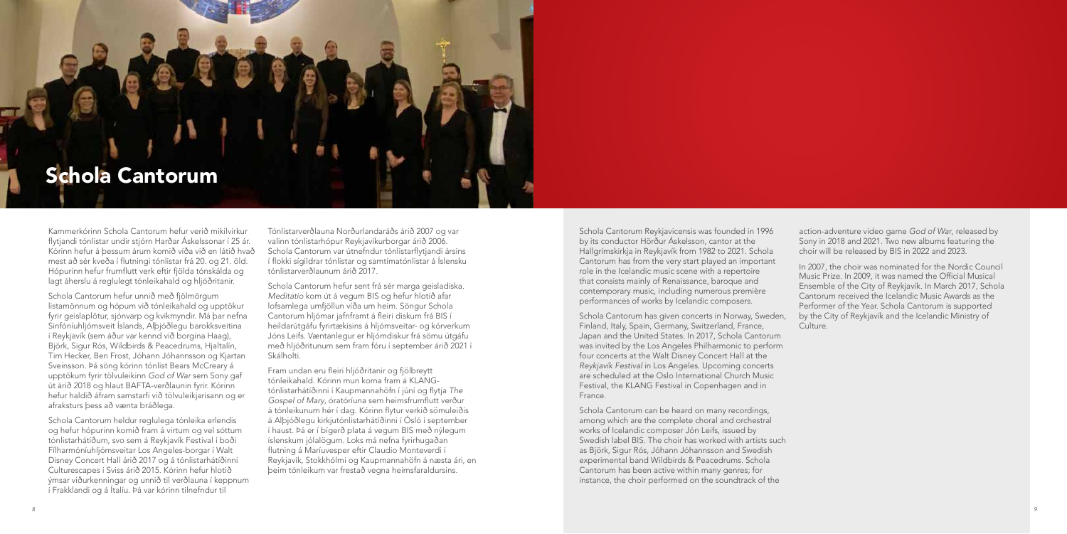# Schola Cantorum

Kammerkórinn Schola Cantorum hefur verið mikilvirkur flytjandi tónlistar undir stjórn Harðar Áskelssonar í 25 ár. Kórinn hefur á þessum árum komið víða við en látið hvað mest að sér kveða í flutningi tónlistar frá 20. og 21. öld. Hópurinn hefur frumflutt verk eftir fjölda tónskálda og lagt áherslu á reglulegt tónleikahald og hljóðritanir.

Schola Cantorum hefur unnið með fjölmörgum listamönnum og hópum við tónleikahald og upptökur fyrir geislaplötur, sjónvarp og kvikmyndir. Má þar nefna Sinfóníuhljómsveit Íslands, Alþjóðlegu barokksveitina í Reykjavík (sem áður var kennd við borgina Haag), Björk, Sigur Rós, Wildbirds & Peacedrums, Hjaltalín, Tim Hecker, Ben Frost, Jóhann Jóhannsson og Kjartan Sveinsson. Þá söng kórinn tónlist Bears McCreary á upptökum fyrir tölvuleikinn *God of War* sem Sony gaf út árið 2018 og hlaut BAFTA-verðlaunin fyrir. Kórinn hefur haldið áfram samstarfi við tölvuleikjarisann og er afraksturs þess að vænta bráðlega.

Schola Cantorum heldur reglulega tónleika erlendis og hefur hópurinn komið fram á virtum og vel sóttum tónlistarhátíðum, svo sem á Reykjavík Festival í boði Fílharmóníuhljómsveitar Los Angeles-borgar í Walt Disney Concert Hall árið 2017 og á tónlistarhátíðinni Culturescapes í Sviss árið 2015. Kórinn hefur hlotið ýmsar viðurkenningar og unnið til verðlauna í keppnum í Frakklandi og á Ítalíu. Þá var kórinn tilnefndur til Tónlistarverðlauna Norðurlandaráðs árið 2007 og var valinn tónlistarhópur Reykjavíkurborgar árið 2006. Schola Cantorum var útnefndur tónlistarflytjandi ársins í flokki sígildrar tónlistar og samtímatónlistar á Íslensku tónlistarverðlaunum árið 2017.

Schola Cantorum hefur sent frá sér marga geisladiska. *Meditatio* kom út á vegum BIS og hefur hlotið afar lofsamlega umfjöllun víða um heim. Söngur Schola Cantorum hljómar jafnframt á fleiri diskum frá BIS í heildarútgáfu fyrirtækisins á hljómsveitar- og kórverkum Jóns Leifs. Væntanlegur er hljómdiskur frá sömu útgáfu með hljóðritunum sem fram fóru í september árið 2021 í Skálholti.

Fram undan eru fleiri hljóðritanir og fjölbreytt tónleikahald. Kórinn mun koma fram á KLANG-tónlistarhátíðinni í Kaupmannahöfn í júní og flytja *The Gospel of Mary*, óratóríuna sem heimsfrumflutt verður á tónleikunum hér í dag. Kórinn flytur verkið sömuleiðis á Alþjóðlegu kirkjutónlistarhátíðinni í Ósló í september í haust. Þá er í bígerð plata á vegum BIS með nýlegum íslenskum jólalögum. Loks má nefna fyrirhugaðan flutning á Maríuvesper eftir Claudio Monteverdi í Reykjavík, Stokkhólmi og Kaupmannahöfn á næsta ári, en þeim tónleikum var frestað vegna heimsfaraldursins.

Schola Cantorum Reykjavicensis was founded in 1996 by its conductor Hörður Áskelsson, cantor at the Hallgrímskirkja in Reykjavík from 1982 to 2021. Schola Cantorum has from the very start played an important role in the Icelandic music scene with a repertoire that consists mainly of Renaissance, baroque and contemporary music, including numerous première performances of works by Icelandic composers.

Schola Cantorum has given concerts in Norway, Sweden, Finland, Italy, Spain, Germany, Switzerland, France, Japan and the United States. In 2017, Schola Cantorum was invited by the Los Angeles Philharmonic to perform four concerts at the Walt Disney Concert Hall at the *Reykjavík Festival* in Los Angeles. Upcoming concerts are scheduled at the Oslo International Church Music Festival, the KLANG Festival in Copenhagen and in France.

Schola Cantorum can be heard on many recordings, among which are the complete choral and orchestral works of Icelandic composer Jón Leifs, issued by Swedish label BIS. The choir has worked with artists such as Björk, Sigur Rós, Jóhann Jóhannsson and Swedish experimental band Wildbirds & Peacedrums. Schola Cantorum has been active within many genres; for instance, the choir performed on the soundtrack of the action-adventure video game *God of War*, released by Sony in 2018 and 2021. Two new albums featuring the choir will be released by BIS in 2022 and 2023.

In 2007, the choir was nominated for the Nordic Council Music Prize. In 2009, it was named the Official Musical Ensemble of the City of Reykjavík. In March 2017, Schola Cantorum received the Icelandic Music Awards as the Performer of the Year. Schola Cantorum is supported by the City of Reykjavík and the Icelandic Ministry of Culture.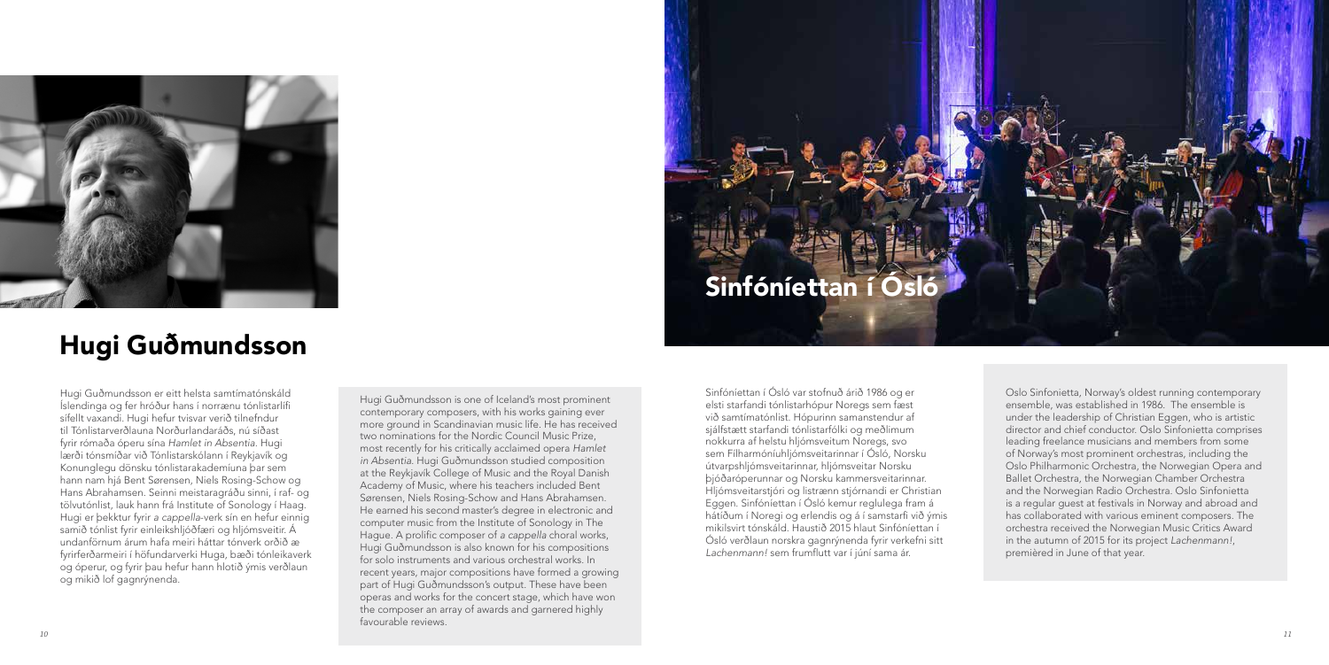# Hugi Guðmundsson

Hugi Guðmundsson er eitt helsta samtímatónskáld Íslendinga og fer hróður hans í norrænu tónlistarlífi sífellt vaxandi. Hugi hefur tvisvar verið tilnefndur til Tónlistarverðlauna Norðurlandaráðs, nú síðast fyrir rómaða óperu sína *Hamlet in Absentia*. Hugi lærði tónsmíðar við Tónlistarskólann í Reykjavík og Konunglegu dönsku tónlistarakademíuna þar sem hann nam hjá Bent Sørensen, Niels Rosing-Schow og Hans Abrahamsen. Seinni meistaragráðu sinni, í raf- og tölvutónlist, lauk hann frá Institute of Sonology í Haag. Hugi er þekktur fyrir *a cappella*-verk sín en hefur einnig samið tónlist fyrir einleikshljóðfæri og hljómsveitir. Á undanförnum árum hafa meiri háttar tónverk orðið æ fyrirferðarmeiri í höfundarverki Huga, bæði tónleikaverk og óperur, og fyrir þau hefur hann hlotið ýmis verðlaun og mikið lof gagnrýnenda.

Hugi Guðmundsson is one of Iceland's most prominent contemporary composers, with his works gaining ever more ground in Scandinavian music life. He has received two nominations for the Nordic Council Music Prize, most recently for his critically acclaimed opera *Hamlet in Absentia*. Hugi Guðmundsson studied composition at the Reykjavík College of Music and the Royal Danish Academy of Music, where his teachers included Bent Sørensen, Niels Rosing-Schow and Hans Abrahamsen. He earned his second master's degree in electronic and computer music from the Institute of Sonology in The Hague. A prolific composer of *a cappella* choral works, Hugi Guðmundsson is also known for his compositions for solo instruments and various orchestral works. In recent years, major compositions have formed a growing part of Hugi Guðmundsson's output. These have been operas and works for the concert stage, which have won the composer an array of awards and garnered highly favourable reviews.

# Sinfóníettan í Ósló

Sinfóníettan í Ósló var stofnuð árið 1986 og er elsti starfandi tónlistarhópur Noregs sem fæst við samtímatónlist. Hópurinn samanstendur af sjálfstætt starfandi tónlistarfólki og meðlimum nokkurra af helstu hljómsveitum Noregs, svo sem Fílharmóníuhljómsveitarinnar í Ósló, Norsku útvarpshljómsveitarinnar, hljómsveitar Norsku þjóðaróperunnar og Norsku kammersveitarinnar. Hljómsveitarstjóri og listrænn stjórnandi er Christian Eggen. Sinfóníettan í Ósló kemur reglulega fram á hátíðum í Noregi og erlendis og á í samstarfi við ýmis mikilsvirt tónskáld. Haustið 2015 hlaut Sinfóníettan í Ósló verðlaun norskra gagnrýnenda fyrir verkefni sitt *Lachenmann!* sem frumflutt var í júní sama ár.

Oslo Sinfonietta, Norway's oldest running contemporary ensemble, was established in 1986. The ensemble is under the leadership of Christian Eggen, who is artistic director and chief conductor. Oslo Sinfonietta comprises leading freelance musicians and members from some of Norway's most prominent orchestras, including the Oslo Philharmonic Orchestra, the Norwegian Opera and Ballet Orchestra, the Norwegian Chamber Orchestra and the Norwegian Radio Orchestra. Oslo Sinfonietta is a regular guest at festivals in Norway and abroad and has collaborated with various eminent composers. The orchestra received the Norwegian Music Critics Award in the autumn of 2015 for its project *Lachenmann!*, premièred in June of that year.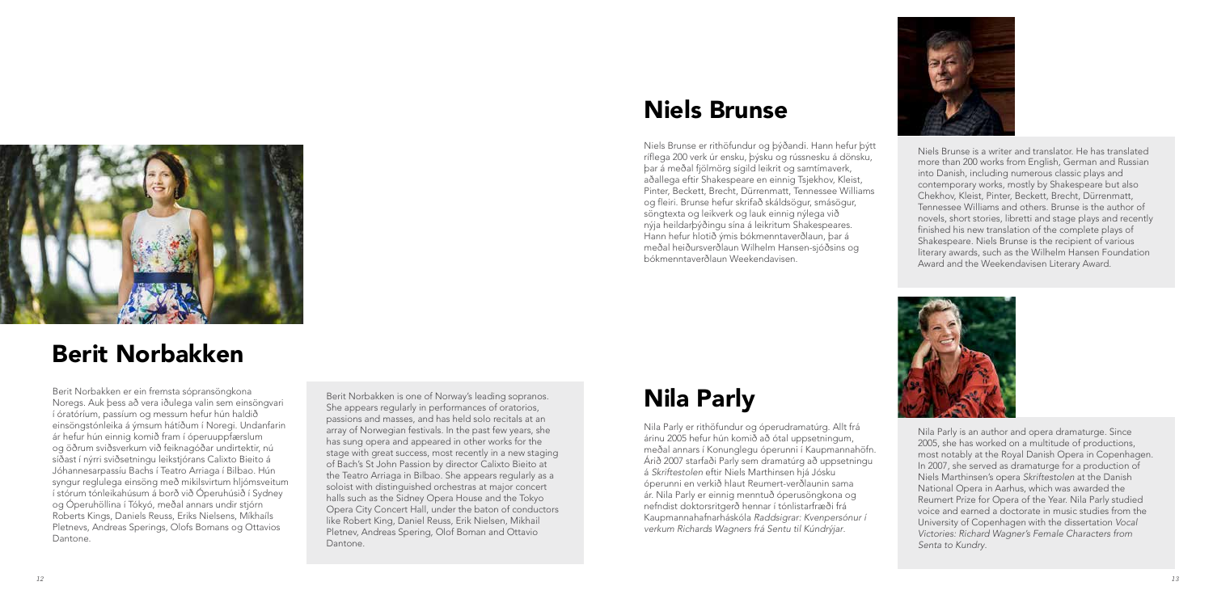## Berit Norbakken

Berit Norbakken er ein fremsta sópransöngkona Noregs. Auk þess að vera iðulega valin sem einsöngvari í óratóríum, passíum og messum hefur hún haldið einsöngstónleika á ýmsum hátíðum í Noregi. Undanfarin ár hefur hún einnig komið fram í óperuuppfærslum og öðrum sviðsverkum við feiknagóðar undirtektir, nú síðast í nýrri sviðsetningu leikstjórans Calixto Bieito á Jóhannesarpassíu Bachs í Teatro Arriaga í Bilbao. Hún syngur reglulega einsöng með mikilsvirtum hljómsveitum í stórum tónleikahúsum á borð við Óperuhúsið í Sydney og Óperuhöllina í Tókýó, meðal annars undir stjórn Roberts Kings, Daniels Reuss, Eriks Nielsens, Mikhails Pletnevs, Andreas Sperings, Olofs Bomans og Ottavios Dantone.

Berit Norbakken is one of Norway's leading sopranos. She appears regularly in performances of oratorios, passions and masses, and has held solo recitals at an array of Norwegian festivals. In the past few years, she has sung opera and appeared in other works for the stage with great success, most recently in a new staging of Bach's St John Passion by director Calixto Bieito at the Teatro Arriaga in Bilbao. She appears regularly as a soloist with distinguished orchestras at major concert halls such as the Sidney Opera House and the Tokyo Opera City Concert Hall, under the baton of conductors like Robert King, Daniel Reuss, Erik Nielsen, Mikhail Pletnev, Andreas Spering, Olof Boman and Ottavio Dantone.

## Niels Brunse

Niels Brunse er rithöfundur og þýðandi. Hann hefur þýtt ríflega 200 verk úr ensku, þýsku og rússnesku á dönsku, þar á meðal fjölmörg sígild leikrit og samtímaverk, aðallega eftir Shakespeare en einnig Tsjekhov, Kleist, Pinter, Beckett, Brecht, Dürrenmatt, Tennessee Williams og fleiri. Brunse hefur skrifað skáldsögur, smásögur, söngtexta og leikverk og lauk einnig nýlega við nýja heildarþýðingu sína á leikritum Shakespeares. Hann hefur hlotið ýmis bókmenntaverðlaun, þar á meðal heiðursverðlaun Wilhelm Hansen-sjóðsins og bókmenntaverðlaun Weekendavisen.

Niels Brunse is a writer and translator. He has translated more than 200 works from English, German and Russian into Danish, including numerous classic plays and contemporary works, mostly by Shakespeare but also Chekhov, Kleist, Pinter, Beckett, Brecht, Dürrenmatt, Tennessee Williams and others. Brunse is the author of novels, short stories, libretti and stage plays and recently finished his new translation of the complete plays of Shakespeare. Niels Brunse is the recipient of various literary awards, such as the Wilhelm Hansen Foundation Award and the Weekendavisen Literary Award.

## Nila Parly

Nila Parly er rithöfundur og óperudramatúrg. Allt frá árinu 2005 hefur hún komið að ótal uppsetningum, meðal annars í Konunglegu óperunni í Kaupmannahöfn. Árið 2007 starfaði Parly sem dramatúrg að uppsetningu á *Skriftestolen* eftir Niels Marthinsen hjá Jósku óperunni en verkið hlaut Reumert-verðlaunin sama ár. Nila Parly er einnig menntuð óperusöngkona og nefndist doktorsritgerð hennar í tónlistarfræði frá Kaupmannahafnarháskóla *Raddsigrar: Kvenpersónur í verkum Richards Wagners frá Sentu til Kúndrýjar.*

Nila Parly is an author and opera dramaturge. Since 2005, she has worked on a multitude of productions, most notably at the Royal Danish Opera in Copenhagen. In 2007, she served as dramaturge for a production of Niels Marthinsen's opera *Skriftestolen* at the Danish National Opera in Aarhus, which was awarded the Reumert Prize for Opera of the Year. Nila Parly studied voice and earned a doctorate in music studies from the University of Copenhagen with the dissertation *Vocal Victories: Richard Wagner's Female Characters from Senta to Kundry.*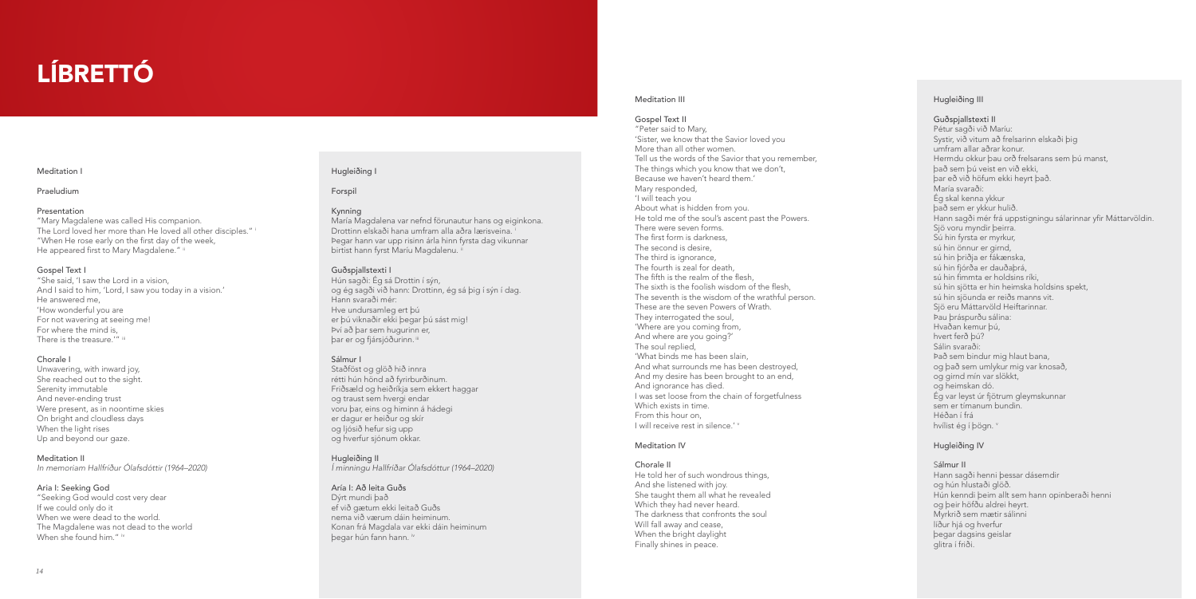# LÍBRETTÓ

Meditation I

Praeludium

Presentation

"Mary Magdalene was called His companion.
The Lord loved her more than He loved all other disciples." [i]
"When He rose early on the first day of the week,
He appeared first to Mary Magdalene." [ii]

Gospel Text I

"She said, 'I saw the Lord in a vision,
And I said to him, 'Lord, I saw you today in a vision.'
He answered me,
'How wonderful you are
For not wavering at seeing me!
For where the mind is,
There is the treasure.'" [iii]

Chorale I

Unwavering, with inward joy,
She reached out to the sight.
Serenity immutable
And never-ending trust
Were present, as in noontime skies
On bright and cloudless days
When the light rises
Up and beyond our gaze.

Meditation II

*In memoriam Hallfríður Ólafsdóttir (1964–2020)*

Aria I: Seeking God

"Seeking God would cost very dear
If we could only do it
When we were dead to the world.
The Magdalene was not dead to the world
When she found him." [iv]

Hugleiðing I

Forspil

Kynning

María Magdalena var nefnd förunautur hans og eiginkona.
Drottinn elskaði hana umfram alla aðra lærisveina. [i]
Þegar hann var upp risinn árla hinn fyrsta dag vikunnar
birtist hann fyrst Maríu Magdalenu. [ii]

Guðspjallstexti I

Hún sagði: Ég sá Drottin í sýn,
og ég sagði við hann: Drottinn, ég sá þig í sýn í dag.
Hann svaraði mér:
Hve undursamleg ert þú
er þú viknaðir ekki þegar þú sást mig!
Því að þar sem hugurinn er,
þar er og fjársjóðurinn. [iii]

Sálmur I

Staðföst og glöð hið innra
rétti hún hönd að fyrirburðinum.
Friðsæld og heiðríkja sem ekkert haggar
og traust sem hvergi endar
voru þar, eins og himinn á hádegi
er dagur er heiður og skír
og ljósið hefur sig upp
og hverfur sjónum okkar.

Hugleiðing II

*Í minningu Hallfríðar Ólafsdóttur (1964–2020)*

Aría I: Að leita Guðs

Dýrt mundi það
ef við gætum ekki leitað Guðs
nema við værum dáin heiminum.
Konan frá Magdala var ekki dáin heiminum
þegar hún fann hann. [iv]

Meditation III

Gospel Text II

"Peter said to Mary,
'Sister, we know that the Savior loved you
More than all other women.
Tell us the words of the Savior that you remember,
The things which you know that we don't,
Because we haven't heard them.'
Mary responded,
'I will teach you
About what is hidden from you.
He told me of the soul's ascent past the Powers.
There were seven forms.
The first form is darkness,
The second is desire,
The third is ignorance,
The fourth is zeal for death,
The fifth is the realm of the flesh,
The sixth is the foolish wisdom of the flesh,
The seventh is the wisdom of the wrathful person.
These are the seven Powers of Wrath.
They interrogated the soul,
'Where are you coming from,
And where are you going?'
The soul replied,
'What binds me has been slain,
And what surrounds me has been destroyed,
And my desire has been brought to an end,
And ignorance has died.
I was set loose from the chain of forgetfulness
Which exists in time.
From this hour on,
I will receive rest in silence.' [v]

Meditation IV

Chorale II

He told her of such wondrous things,
And she listened with joy.
She taught them all what he revealed
Which they had never heard.
The darkness that confronts the soul
Will fall away and cease,
When the bright daylight
Finally shines in peace.

Hugleiðing III

Guðspjallstexti II

Pétur sagði við Maríu:
Systir, við vitum að frelsarinn elskaði þig
umfram allar aðrar konur.
Hermdu okkur þau orð frelsarans sem þú manst,
það sem þú veist en við ekki,
þar eð við höfum ekki heyrt það.
María svaraði:
Ég skal kenna ykkur
það sem er ykkur hulið.
Hann sagði mér frá uppstigningu sálarinnar yfir Máttarvöldin.
Sjö voru myndir þeirra.
Sú hin fyrsta er myrkur,
sú hin önnur er girnd,
sú hin þriðja er fákænska,
sú hin fjórða er dauðaþrá,
sú hin fimmta er holdsins ríki,
sú hin sjötta er hin heimska holdsins spekt,
sú hin sjöunda er reiðs manns vit.
Sjö eru Máttarvöld Heiftarinnar.
Þau þráspurðu sálina:
Hvaðan kemur þú,
hvert ferð þú?
Sálin svaraði:
Það sem bindur mig hlaut bana,
og það sem umlykur mig var knosað,
og girnd mín var slökkt,
og heimskan dó.
Ég var leyst úr fjötrum gleymskunnar
sem er tímanum bundin.
Héðan í frá
hvílist ég í þögn. [v]

Hugleiðing IV

Sálmur II

Hann sagði henni þessar dásemdir
og hún hlustaði glöð.
Hún kenndi þeim allt sem hann opinberaði henni
og þeir höfðu aldrei heyrt.
Myrkrið sem mætir sálinni
líður hjá og hverfur
þegar dagsins geislar
glitra í friði.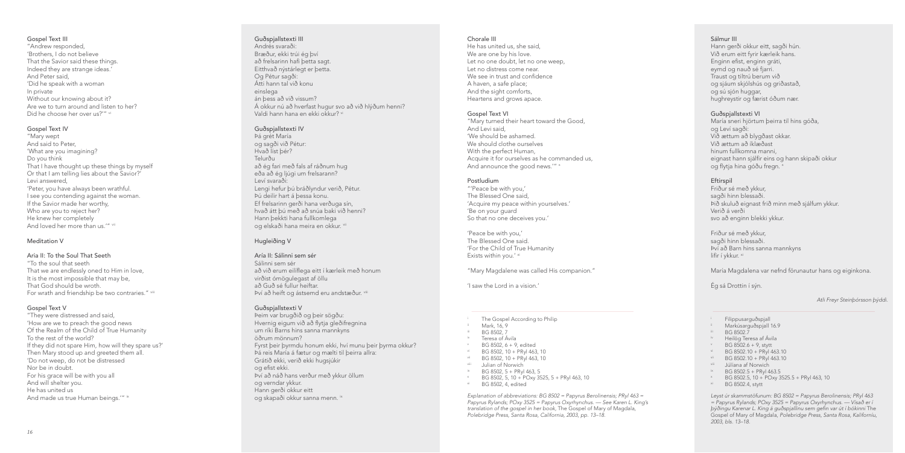## Gospel Text III

"Andrew responded,
'Brothers, I do not believe
That the Savior said these things.
Indeed they are strange ideas.'
And Peter said,
'Did he speak with a woman
In private
Without our knowing about it?
Are we to turn around and listen to her?
Did he choose her over us?'" [v]

## Gospel Text IV

"Mary wept
And said to Peter,
'What are you imagining?
Do you think
That I have thought up these things by myself
Or that I am telling lies about the Savior?'
Levi answered,
'Peter, you have always been wrathful.
I see you contending against the woman.
If the Savior made her worthy,
Who are you to reject her?
He knew her completely
And loved her more than us.'" [vii]

## Meditation V

## Aria II: To the Soul That Seeth

"To the soul that seeth
That we are endlessly oned to Him in love,
It is the most impossible that may be,
That God should be wroth.
For wrath and friendship be two contraries." [viii]

## Gospel Text V

"They were distressed and said,
'How are we to preach the good news
Of the Realm of the Child of True Humanity
To the rest of the world?
If they did not spare Him, how will they spare us?'
Then Mary stood up and greeted them all.
'Do not weep, do not be distressed
Nor be in doubt.
For his grace will be with you all
And will shelter you.
He has united us
And made us true Human beings.'" [ix]

## Guðspjallstexti III

Andrés svaraði:
Bræður, ekki trúi ég því
að frelsarinn hafi þetta sagt.
Eitthvað nýstárlegt er þetta.
Og Pétur sagði:
Átti hann tal við konu
einslega
án þess að við vissum?
Á okkur nú að hverfast hugur svo að við hlýðum henni?
Valdi hann hana en ekki okkur? [vi]

## Guðspjallstexti IV

Þá grét María
og sagði við Pétur:
Hvað líst þér?
Telurðu
að ég fari með fals af ráðnum hug
eða að ég ljúgi um frelsarann?
Leví svaraði:
Lengi hefur þú bráðlyndur verið, Pétur.
Þú deilir hart á þessa konu.
Ef frelsarinn gerði hana verðuga sín,
hvað átt þú með að snúa baki við henni?
Hann þekkti hana fullkomlega
og elskaði hana meira en okkur. [vii]

## Hugleiðing V

## Aría II: Sálinni sem sér

Sálinni sem sér
að við erum eilíflega eitt í kærleik með honum
virðist ómögulegast af öllu
að Guð sé fullur heiftar.
Því að heift og ástsemd eru andstæður. [viii]

## Guðspjallstexti V

Þeim var brugðið og þeir sögðu:
Hvernig eigum við að flytja gleðifregnina
um ríki Barns hins sanna mannkyns
öðrum mönnum?
Fyrst þeir þyrmdu honum ekki, hví munu þeir þyrma okkur?
Þá reis María á fætur og mælti til þeirra allra:
Grátið ekki, verið ekki hugsjúkir
og efist ekki.
Því að náð hans verður með ykkur öllum
og vernda ykkur.
Hann gerði okkur eitt
og skapaði okkur sanna menn. [ix]

## Chorale III

He has united us, she said,
We are one by his love.
Let no one doubt, let no one weep,
Let no distress come near.
We see in trust and confidence
A haven, a safe place;
And the sight comforts,
Heartens and grows apace.

## Gospel Text VI

"Mary turned their heart toward the Good,
And Levi said,
'We should be ashamed.
We should clothe ourselves
With the perfect Human,
Acquire it for ourselves as he commanded us,
And announce the good news.'" [x]

## Postludium

"'Peace be with you,'
The Blessed One said,
'Acquire my peace within yourselves.'
'Be on your guard
So that no one deceives you.'

'Peace be with you,'
The Blessed One said.
'For the Child of True Humanity
Exists within you.' [xi]

"Mary Magdalene was called His companion."

'I saw the Lord in a vision.'

[i] The Gospel According to Philip
[ii] Mark, 16, 9
[iii] BG 8502, 7
[iv] Teresa of Ávila
[v] BG 8502, 6 + 9, edited
[vi] BG 8502, 10 + PRyl 463, 10
[vii] BG 8502, 10 + PRyl 463, 10
[viii] Julian of Norwich
[ix] BG 8502, 5 + PRyl 463, 5
[x] BG 8502, 5, 10 + POxy 3525, 5 + PRyl 463, 10
[xi] BG 8502, 4, edited

*Explanation of abbreviations: BG 8502 = Papyrus Berolinensis; PRyl 463 = Papyrus Rylands; POxy 3525 = Papyrus Oxyrhynchus. — See Karen L. King's translation of the gospel in her book,* The Gospel of Mary of Magdala, *Polebridge Press, Santa Rosa, California, 2003, pp. 13–18.*

## Sálmur III

Hann gerði okkur eitt, sagði hún.
Við erum eitt fyrir kærleik hans.
Enginn efist, enginn gráti,
eymd og nauð sé fjarri.
Traust og tiltrú berum við
og sjáum skjólshús og griðastað,
og sú sjón huggar,
hughreystir og færist óðum nær.

## Guðspjallstexti VI

María sneri hjörtum þeirra til hins góða,
og Leví sagði:
Við ættum að blygðast okkar.
Við ættum að íklæðast
hinum fullkomna manni,
eignast hann sjálfir eins og hann skipaði okkur
og flytja hina góðu fregn. [x]

## Eftirspil

Friður sé með ykkur,
sagði hinn blessaði.
Þið skuluð eignast frið minn með sjálfum ykkur.
Verið á verði
svo að enginn blekki ykkur.

Friður sé með ykkur,
sagði hinn blessaði.
Því að Barn hins sanna mannkyns
lifir í ykkur. [xi]

María Magdalena var nefnd förunautur hans og eiginkona.

Ég sá Drottin í sýn.

*Atli Freyr Steinþórsson þýddi.*

[i] Filippusarguðspjall
[ii] Markúsarguðspjall 16.9
[iii] BG 8502.7
[iv] Heilög Teresa af Ávila
[v] BG 8502.6 + 9, stytt
[vi] BG 8502.10 + PRyl 463.10
[vii] BG 8502.10 + PRyl 463.10
[viii] Júlíana af Norwich
[ix] BG 8502.5 + PRyl 463.5
[x] BG 8502.5, 10 + POxy 3525.5 + PRyl 463, 10
[xi] BG 8502.4, stytt

*Leyst úr skammstöfunum: BG 8502 = Papyrus Berolinensis; PRyl 463 = Papyrus Rylands; POxy 3525 = Papyrus Oxyrhynchus. — Vísað er í þýðingu Karenar L. King á guðspjallinu sem gefin var út í bókinni* The Gospel of Mary of Magdala, *Polebridge Press, Santa Rosa, Kaliforníu, 2003, bls. 13–18.*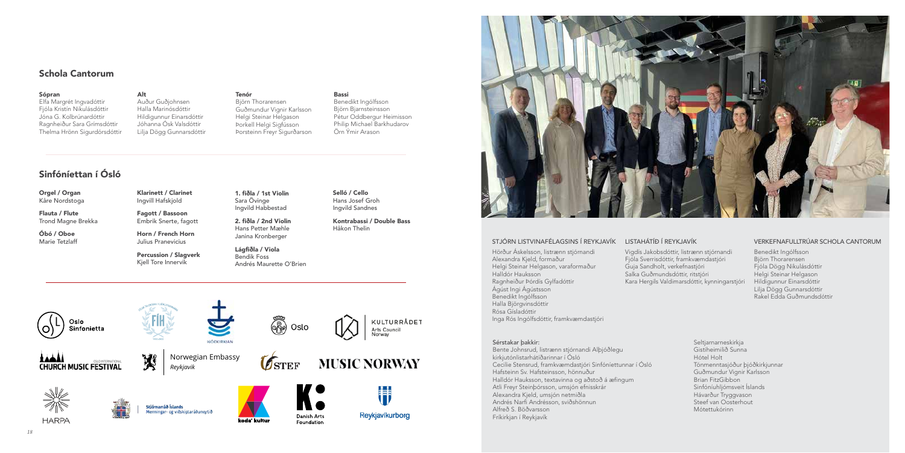## Schola Cantorum

**Sópran**
Elfa Margrét Ingvadóttir
Fjóla Kristín Nikulásdóttir
Jóna G. Kolbrúnardóttir
Ragnheiður Sara Grímsdóttir
Thelma Hrönn Sigurdórsdóttir

**Alt**
Auður Guðjohnsen
Halla Marinósdóttir
Hildigunnur Einarsdóttir
Jóhanna Ósk Valsdóttir
Lilja Dögg Gunnarsdóttir

**Tenór**
Björn Thorarensen
Guðmundur Vignir Karlsson
Helgi Steinar Helgason
Þorkell Helgi Sigfússon
Þorsteinn Freyr Sigurðarson

**Bassi**
Benedikt Ingólfsson
Björn Bjarnsteinsson
Pétur Oddbergur Heimisson
Philip Michael Barkhudarov
Örn Ýmir Arason

## Sinfóníettan í Ósló

**Orgel / Organ**
Kåre Nordstoga

**Flauta / Flute**
Trond Magne Brekka

**Óbó / Oboe**
Marie Tetzlaff

**Klarinett / Clarinet**
Ingvill Hafskjold

**Fagott / Bassoon**
Embrik Snerte, fagott

**Horn / French Horn**
Julius Pranevicius

**Percussion / Slagverk**
Kjell Tore Innervik

**1. fiðla / 1st Violin**
Sara Övinge
Ingvild Habbestad

**2. fiðla / 2nd Violin**
Hans Petter Mæhle
Janina Kronberger

**Lágfiðla / Viola**
Bendik Foss
Andrés Maurette O'Brien

**Selló / Cello**
Hans Josef Groh
Ingvild Sandnes

**Kontrabassi / Double Bass**
Håkon Thelin

Oslo Sinfonietta
FÍH
Þjóðkirkjan
Oslo
Kulturrådet Arts Council Norway
Church Music Festival – Oslo International
Norwegian Embassy Reykjavik
STEF
MUSIC NORWAY
HARPA
Stjórnarráð Íslands – Menningar- og viðskiptaráðuneytið
koda' kultur
Danish Arts Foundation
Reykjavíkurborg

### STJÓRN LISTVINAFÉLAGSINS Í REYKJAVÍK

Hörður Áskelsson, listrænn stjórnandi
Alexandra Kjeld, formaður
Helgi Steinar Helgason, varaformaður
Halldór Hauksson
Ragnheiður Þórdís Gylfadóttir
Ágúst Ingi Ágústsson
Benedikt Ingólfsson
Halla Björgvinsdóttir
Rósa Gísladóttir
Inga Rós Ingólfsdóttir, framkvæmdastjóri

### LISTAHÁTÍÐ Í REYKJAVÍK

Vigdís Jakobsdóttir, listrænn stjórnandi
Fjóla Sverrisdóttir, framkvæmdastjóri
Guja Sandholt, verkefnastjóri
Salka Guðmundsdóttir, ritstjóri
Kara Hergils Valdimarsdóttir, kynningarstjóri

### VERKEFNAFULLTRÚAR SCHOLA CANTORUM

Benedikt Ingólfsson
Björn Thorarensen
Fjóla Dögg Nikulásdóttir
Helgi Steinar Helgason
Hildigunnur Einarsdóttir
Lilja Dögg Gunnarsdóttir
Rakel Edda Guðmundsdóttir

**Sérstakar þakkir:**

Bente Johnsrud, listrænn stjórnandi Alþjóðlegu kirkjutónlistarhátíðarinnar í Ósló
Cecilie Stensrud, framkvæmdastjóri Sinfóníettunnar í Ósló
Hafsteinn Sv. Hafsteinsson, hönnuður
Halldór Hauksson, textavinna og aðstoð á æfingum
Atli Freyr Steinþórsson, umsjón efnisskrár
Alexandra Kjeld, umsjón netmiðla
Andrés Narfi Andrésson, sviðshönnun
Alfreð S. Böðvarsson
Fríkirkjan í Reykjavík
Seltjarnarneskirkja
Gistiheimilið Sunna
Hótel Holt
Tónmenntasjóður þjóðkirkjunnar
Guðmundur Vignir Karlsson
Brian FitzGibbon
Sinfóníuhljómsveit Íslands
Hávarður Tryggvason
Steef van Oosterhout
Mótettukórinn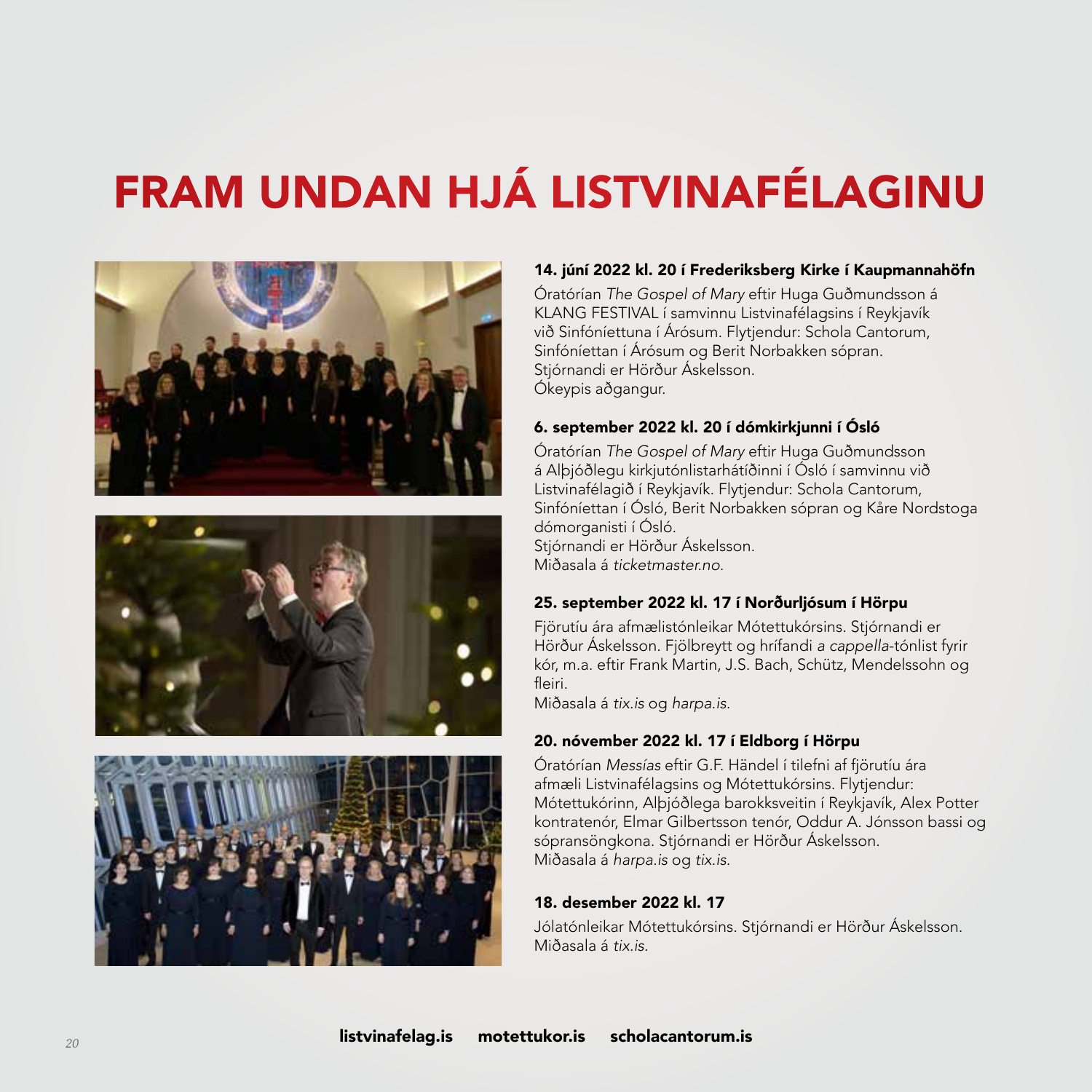# FRAM UNDAN HJÁ LISTVINAFÉLAGINU

**14. júní 2022 kl. 20 í Frederiksberg Kirke í Kaupmannahöfn**

Óratórían *The Gospel of Mary* eftir Huga Guðmundsson á KLANG FESTIVAL í samvinnu Listvinafélagsins í Reykjavík við Sinfóníettuna í Árósum. Flytjendur: Schola Cantorum, Sinfóníettan í Árósum og Berit Norbakken sópran.
Stjórnandi er Hörður Áskelsson.
Ókeypis aðgangur.

**6. september 2022 kl. 20 í dómkirkjunni í Ósló**

Óratórían *The Gospel of Mary* eftir Huga Guðmundsson á Alþjóðlegu kirkjutónlistarhátíðinni í Ósló í samvinnu við Listvinafélagið í Reykjavík. Flytjendur: Schola Cantorum, Sinfóníettan í Ósló, Berit Norbakken sópran og Kåre Nordstoga dómorganisti í Ósló.
Stjórnandi er Hörður Áskelsson.
Miðasala á *ticketmaster.no.*

**25. september 2022 kl. 17 í Norðurljósum í Hörpu**

Fjörutíu ára afmælistónleikar Mótettukórsins. Stjórnandi er Hörður Áskelsson. Fjölbreytt og hrífandi *a cappella*-tónlist fyrir kór, m.a. eftir Frank Martin, J.S. Bach, Schütz, Mendelssohn og fleiri.
Miðasala á *tix.is* og *harpa.is.*

**20. nóvember 2022 kl. 17 í Eldborg í Hörpu**

Óratórían *Messías* eftir G.F. Händel í tilefni af fjörutíu ára afmæli Listvinafélagsins og Mótettukórsins. Flytjendur: Mótettukórinn, Alþjóðlega barokksveitin í Reykjavík, Alex Potter kontratenór, Elmar Gilbertsson tenór, Oddur A. Jónsson bassi og sópransöngkona. Stjórnandi er Hörður Áskelsson.
Miðasala á *harpa.is* og *tix.is.*

**18. desember 2022 kl. 17**

Jólatónleikar Mótettukórsins. Stjórnandi er Hörður Áskelsson.
Miðasala á *tix.is.*

**listvinafelag.is motettukor.is scholacantorum.is**